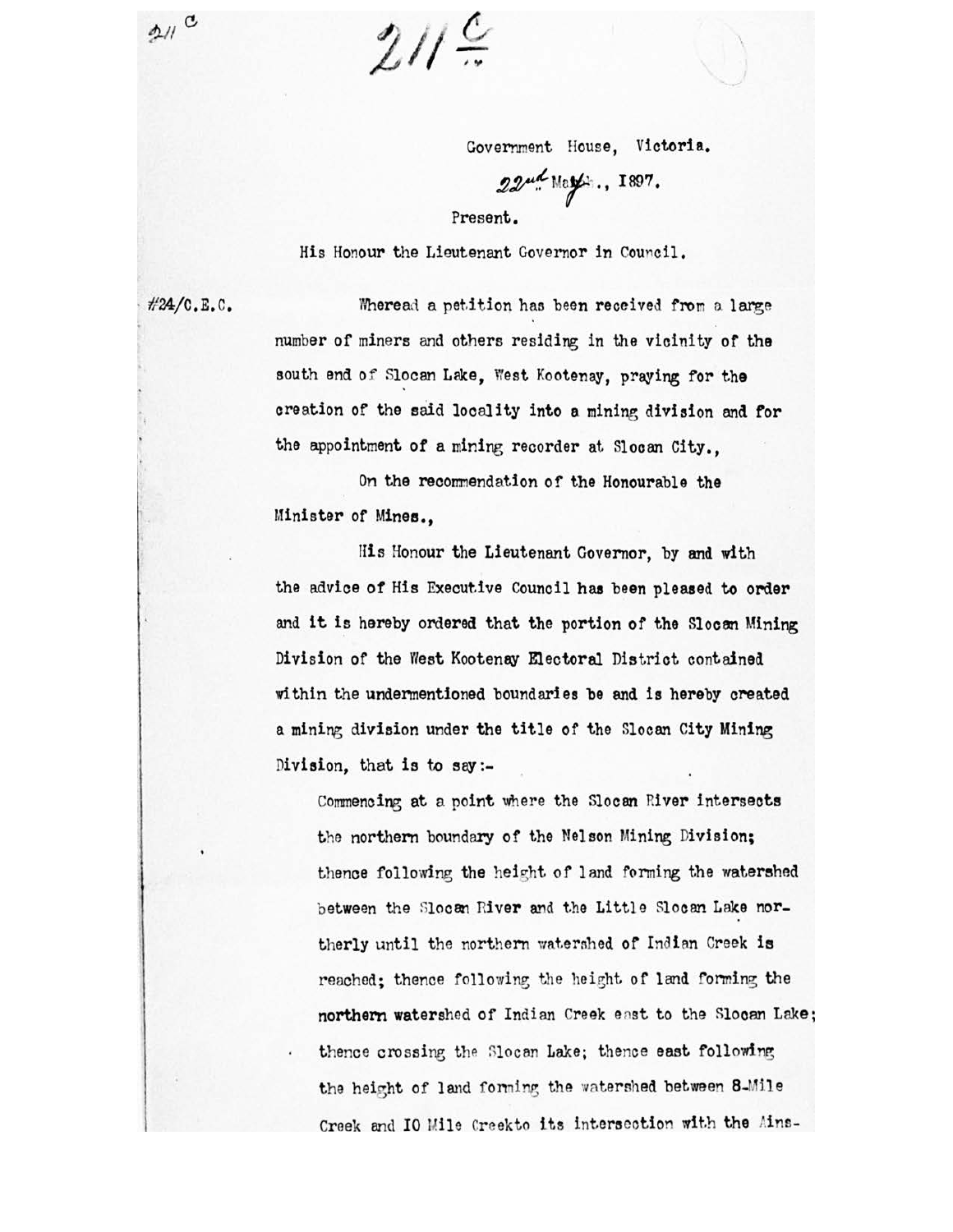211 C

211 C

Government House, Victoria.

22nd May., 1897.

Present.

His Honour the Lieutenant Governor in Council.

#24/C.E.C.

Whereas a petition has been received from a large number of miners and others residing in the vicinity of the south end of Slocan Lake, West Kootenay, praying for the creation of the said locality into a mining division and for the appointment of a mining recorder at Slocan City.,

On the recommendation of the Honourable the Minister of Mines.,

His Honour the Lieutenant Governor, by and with the advice of His Executive Council has been pleased to order and it is hereby ordered that the portion of the Slocan Mining Division of the West Kootenay Electoral District contained within the undermentioned boundaries be and is hereby created a mining division under the title of the Slocan City Mining Division, that is to say:-

Commencing at a point where the Slocan River intersects the northern boundary of the Nelson Mining Division; thence following the height of land forming the watershed between the Slocan River and the Little Slocan Lake northerly until the northern watershed of Indian Creek is reached; thence following the height of land forming the northern watershed of Indian Creek east to the Slocan Lake; thence crossing the Slocan Lake; thence east following the height of land forming the watershed between 8-Mile Creek and 10 Mile Creekto its intersection with the Ains-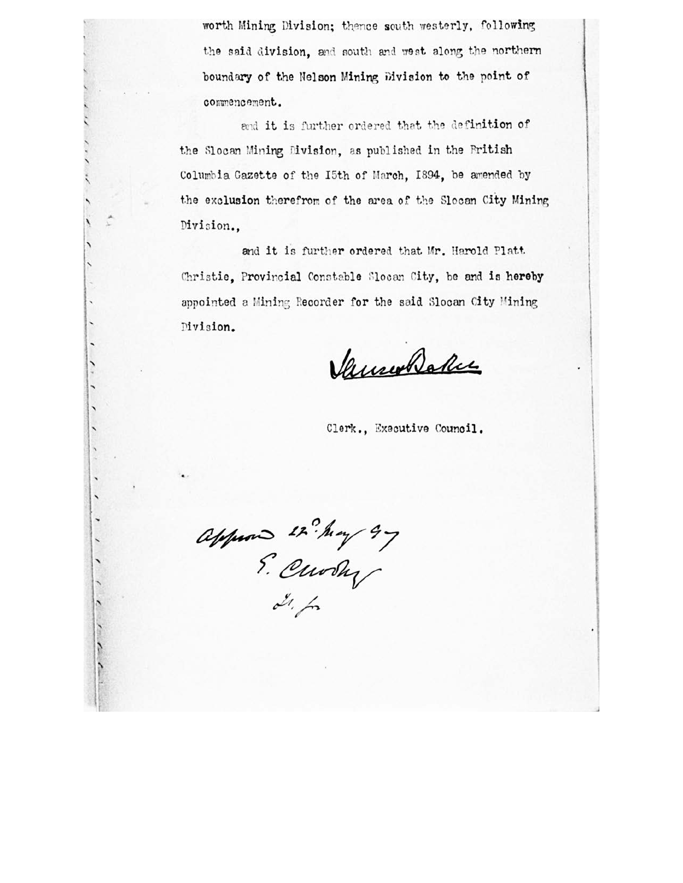worth Mining Division; thence south westerly, following the said division, and south and west along the northern boundary of the Nelson Mining Division to the point of commencement.

and it is further ordered that the definition of the Slocan Mining Division, as published in the British Columbia Gazette of the 15th of March, 1894, be amended by the exclusion therefrom of the area of the Slocan City Mining Division.,

and it is further ordered that Mr. Harold Platt Christie, Provincial Constable Slocan City, be and is hereby appointed a Mining Recorder for the said Slocan City Mining Division.

James Baker

Clerk., Executive Council.

Approved 22$^{d}$ May 97
E. Crosby
Lt. Gov.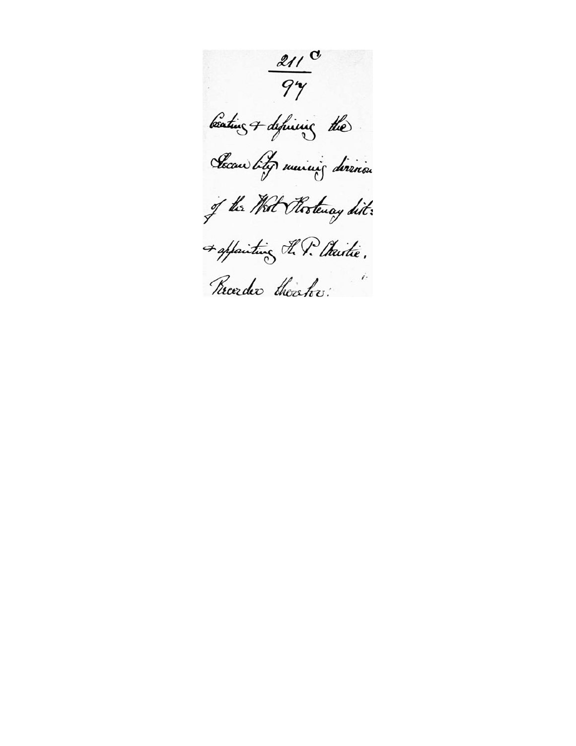$\frac{211^{c}}{97}$

Creating & defining the Oscar City mining division of the West Kootenay dist: & appointing H. P. Christie, Recorder therefor.